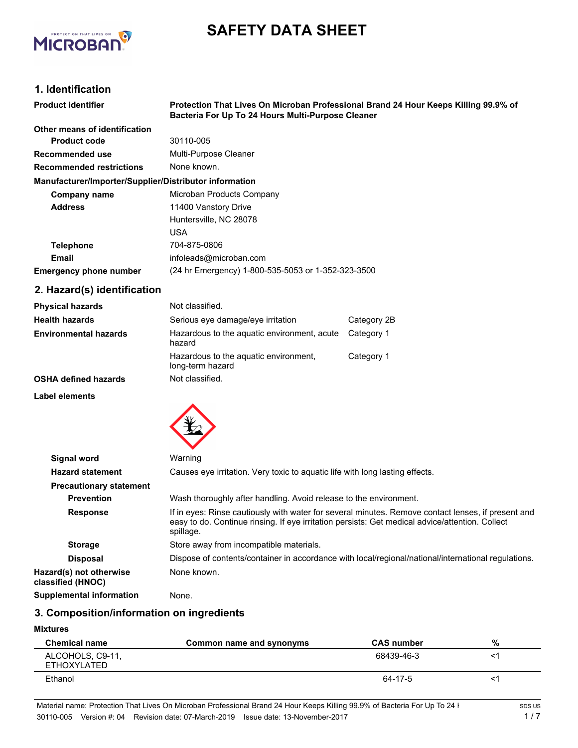# SAFETY DATA SHEET

## 1. Identification

**Product identifier** **Protection That Lives On Microban Professional Brand 24 Hour Keeps Killing 99.9% of Bacteria For Up To 24 Hours Multi-Purpose Cleaner**

**Other means of identification**

| | |
|---|---|
| **Product code** | 30110-005 |
| **Recommended use** | Multi-Purpose Cleaner |
| **Recommended restrictions** | None known. |

**Manufacturer/Importer/Supplier/Distributor information**

| | |
|---|---|
| **Company name** | Microban Products Company |
| **Address** | 11400 Vanstory Drive<br>Huntersville, NC 28078<br>USA |
| **Telephone** | 704-875-0806 |
| **Email** | infoleads@microban.com |
| **Emergency phone number** | (24 hr Emergency) 1-800-535-5053 or 1-352-323-3500 |

## 2. Hazard(s) identification

| | | |
|---|---|---|
| **Physical hazards** | Not classified. | |
| **Health hazards** | Serious eye damage/eye irritation | Category 2B |
| **Environmental hazards** | Hazardous to the aquatic environment, acute hazard | Category 1 |
| | Hazardous to the aquatic environment, long-term hazard | Category 1 |
| **OSHA defined hazards** | Not classified. | |

**Label elements**

**Signal word** Warning

**Hazard statement** Causes eye irritation. Very toxic to aquatic life with long lasting effects.

**Precautionary statement**

**Prevention** Wash thoroughly after handling. Avoid release to the environment.

**Response** If in eyes: Rinse cautiously with water for several minutes. Remove contact lenses, if present and easy to do. Continue rinsing. If eye irritation persists: Get medical advice/attention. Collect spillage.

**Storage** Store away from incompatible materials.

**Disposal** Dispose of contents/container in accordance with local/regional/national/international regulations.

**Hazard(s) not otherwise classified (HNOC)** None known.

**Supplemental information** None.

## 3. Composition/information on ingredients

**Mixtures**

| Chemical name | Common name and synonyms | CAS number | % |
|---|---|---|---|
| ALCOHOLS, C9-11, ETHOXYLATED | | 68439-46-3 | <1 |
| Ethanol | | 64-17-5 | <1 |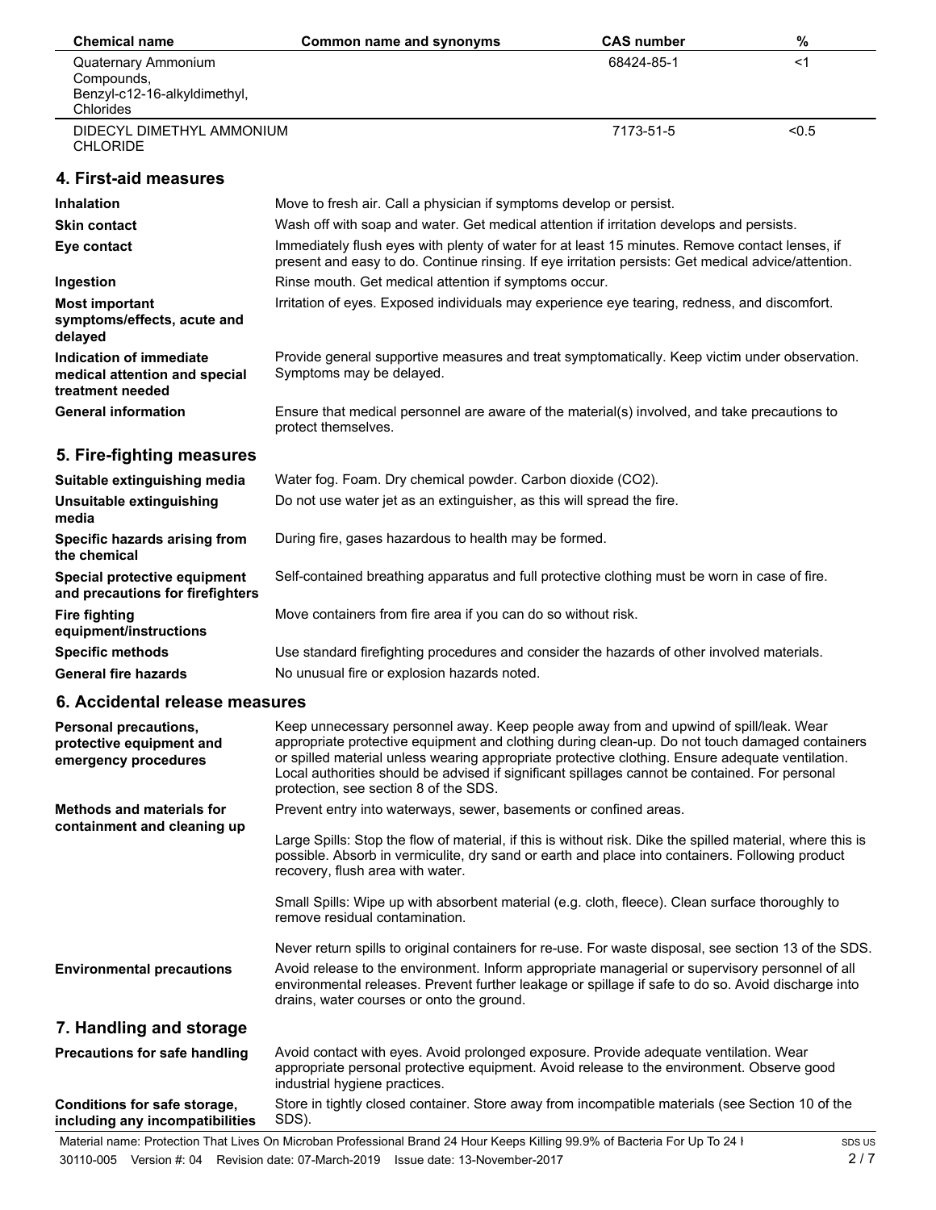| Chemical name | Common name and synonyms | CAS number | % |
| --- | --- | --- | --- |
| Quaternary Ammonium Compounds, Benzyl-c12-16-alkyldimethyl, Chlorides | | 68424-85-1 | <1 |
| DIDECYL DIMETHYL AMMONIUM CHLORIDE | | 7173-51-5 | <0.5 |

## 4. First-aid measures

**Inhalation** Move to fresh air. Call a physician if symptoms develop or persist.

**Skin contact** Wash off with soap and water. Get medical attention if irritation develops and persists.

**Eye contact** Immediately flush eyes with plenty of water for at least 15 minutes. Remove contact lenses, if present and easy to do. Continue rinsing. If eye irritation persists: Get medical advice/attention.

**Ingestion** Rinse mouth. Get medical attention if symptoms occur.

**Most important symptoms/effects, acute and delayed** Irritation of eyes. Exposed individuals may experience eye tearing, redness, and discomfort.

**Indication of immediate medical attention and special treatment needed** Provide general supportive measures and treat symptomatically. Keep victim under observation. Symptoms may be delayed.

**General information** Ensure that medical personnel are aware of the material(s) involved, and take precautions to protect themselves.

## 5. Fire-fighting measures

**Suitable extinguishing media** Water fog. Foam. Dry chemical powder. Carbon dioxide ($CO_2$).

**Unsuitable extinguishing media** Do not use water jet as an extinguisher, as this will spread the fire.

**Specific hazards arising from the chemical** During fire, gases hazardous to health may be formed.

**Special protective equipment and precautions for firefighters** Self-contained breathing apparatus and full protective clothing must be worn in case of fire.

**Fire fighting equipment/instructions** Move containers from fire area if you can do so without risk.

**Specific methods** Use standard firefighting procedures and consider the hazards of other involved materials.

**General fire hazards** No unusual fire or explosion hazards noted.

## 6. Accidental release measures

**Personal precautions, protective equipment and emergency procedures** Keep unnecessary personnel away. Keep people away from and upwind of spill/leak. Wear appropriate protective equipment and clothing during clean-up. Do not touch damaged containers or spilled material unless wearing appropriate protective clothing. Ensure adequate ventilation. Local authorities should be advised if significant spillages cannot be contained. For personal protection, see section 8 of the SDS.

**Methods and materials for containment and cleaning up** Prevent entry into waterways, sewer, basements or confined areas.

Large Spills: Stop the flow of material, if this is without risk. Dike the spilled material, where this is possible. Absorb in vermiculite, dry sand or earth and place into containers. Following product recovery, flush area with water.

Small Spills: Wipe up with absorbent material (e.g. cloth, fleece). Clean surface thoroughly to remove residual contamination.

Never return spills to original containers for re-use. For waste disposal, see section 13 of the SDS.

**Environmental precautions** Avoid release to the environment. Inform appropriate managerial or supervisory personnel of all environmental releases. Prevent further leakage or spillage if safe to do so. Avoid discharge into drains, water courses or onto the ground.

## 7. Handling and storage

**Precautions for safe handling** Avoid contact with eyes. Avoid prolonged exposure. Provide adequate ventilation. Wear appropriate personal protective equipment. Avoid release to the environment. Observe good industrial hygiene practices.

**Conditions for safe storage, including any incompatibilities** Store in tightly closed container. Store away from incompatible materials (see Section 10 of the SDS).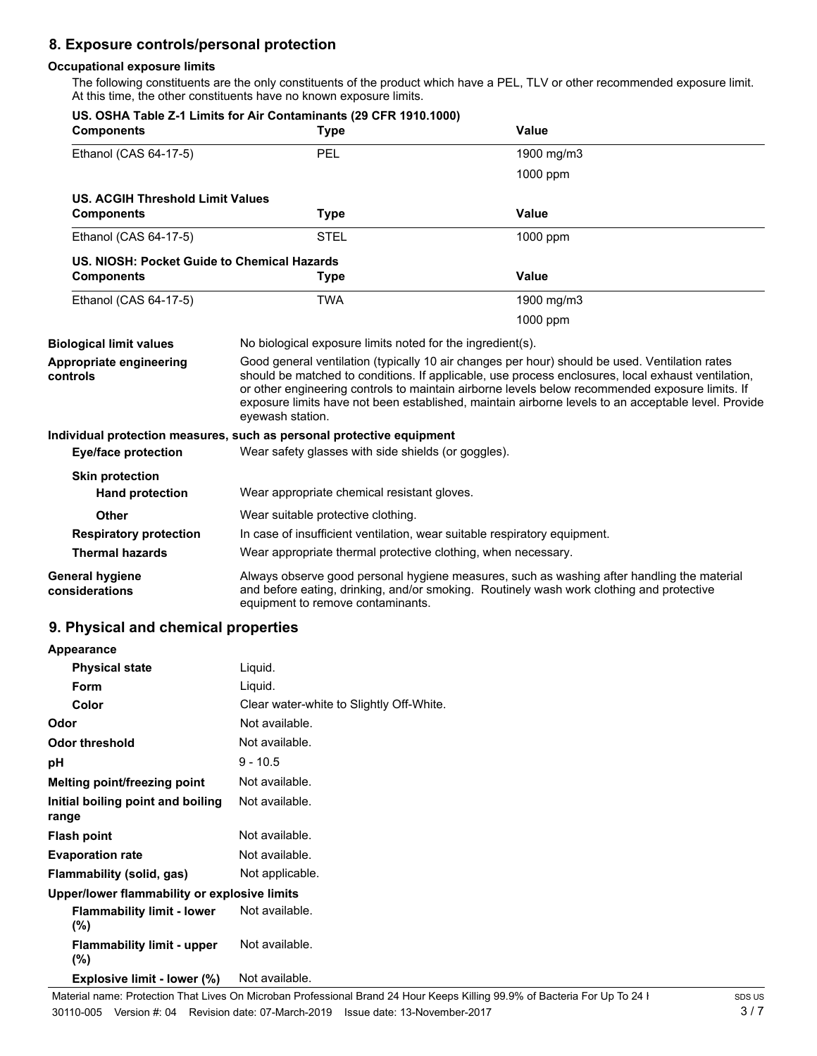## 8. Exposure controls/personal protection

### Occupational exposure limits

The following constituents are the only constituents of the product which have a PEL, TLV or other recommended exposure limit. At this time, the other constituents have no known exposure limits.

**US. OSHA Table Z-1 Limits for Air Contaminants (29 CFR 1910.1000)**

| Components | Type | Value |
|---|---|---|
| Ethanol (CAS 64-17-5) | PEL | 1900 mg/m3 |
| | | 1000 ppm |

**US. ACGIH Threshold Limit Values**

| Components | Type | Value |
|---|---|---|
| Ethanol (CAS 64-17-5) | STEL | 1000 ppm |

**US. NIOSH: Pocket Guide to Chemical Hazards**

| Components | Type | Value |
|---|---|---|
| Ethanol (CAS 64-17-5) | TWA | 1900 mg/m3 |
| | | 1000 ppm |

**Biological limit values** No biological exposure limits noted for the ingredient(s).

**Appropriate engineering controls** Good general ventilation (typically 10 air changes per hour) should be used. Ventilation rates should be matched to conditions. If applicable, use process enclosures, local exhaust ventilation, or other engineering controls to maintain airborne levels below recommended exposure limits. If exposure limits have not been established, maintain airborne levels to an acceptable level. Provide eyewash station.

**Individual protection measures, such as personal protective equipment**

**Eye/face protection** Wear safety glasses with side shields (or goggles).

**Skin protection**

**Hand protection** Wear appropriate chemical resistant gloves.

**Other** Wear suitable protective clothing.

**Respiratory protection** In case of insufficient ventilation, wear suitable respiratory equipment.

**Thermal hazards** Wear appropriate thermal protective clothing, when necessary.

**General hygiene considerations** Always observe good personal hygiene measures, such as washing after handling the material and before eating, drinking, and/or smoking. Routinely wash work clothing and protective equipment to remove contaminants.

## 9. Physical and chemical properties

**Appearance**

| | |
|---|---|
| **Physical state** | Liquid. |
| **Form** | Liquid. |
| **Color** | Clear water-white to Slightly Off-White. |
| **Odor** | Not available. |
| **Odor threshold** | Not available. |
| **pH** | 9 - 10.5 |
| **Melting point/freezing point** | Not available. |
| **Initial boiling point and boiling range** | Not available. |
| **Flash point** | Not available. |
| **Evaporation rate** | Not available. |
| **Flammability (solid, gas)** | Not applicable. |

**Upper/lower flammability or explosive limits**

| | |
|---|---|
| **Flammability limit - lower (%)** | Not available. |
| **Flammability limit - upper (%)** | Not available. |
| **Explosive limit - lower (%)** | Not available. |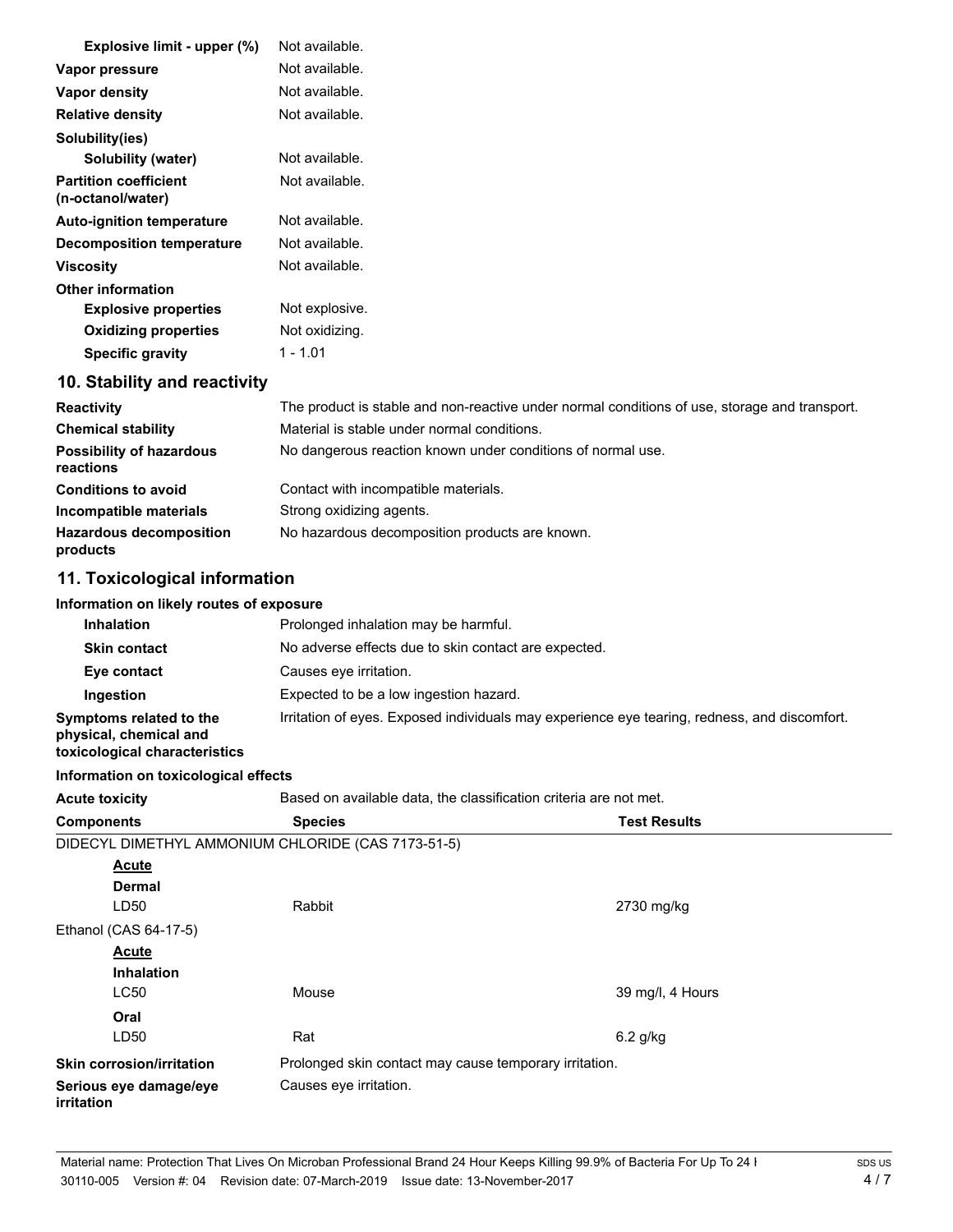| | |
|---|---|
| **Explosive limit - upper (%)** | Not available. |
| **Vapor pressure** | Not available. |
| **Vapor density** | Not available. |
| **Relative density** | Not available. |
| **Solubility(ies)** | |
| **Solubility (water)** | Not available. |
| **Partition coefficient (n-octanol/water)** | Not available. |
| **Auto-ignition temperature** | Not available. |
| **Decomposition temperature** | Not available. |
| **Viscosity** | Not available. |
| **Other information** | |
| **Explosive properties** | Not explosive. |
| **Oxidizing properties** | Not oxidizing. |
| **Specific gravity** | 1 - 1.01 |

## 10. Stability and reactivity

| | |
|---|---|
| **Reactivity** | The product is stable and non-reactive under normal conditions of use, storage and transport. |
| **Chemical stability** | Material is stable under normal conditions. |
| **Possibility of hazardous reactions** | No dangerous reaction known under conditions of normal use. |
| **Conditions to avoid** | Contact with incompatible materials. |
| **Incompatible materials** | Strong oxidizing agents. |
| **Hazardous decomposition products** | No hazardous decomposition products are known. |

## 11. Toxicological information

**Information on likely routes of exposure**

| | |
|---|---|
| **Inhalation** | Prolonged inhalation may be harmful. |
| **Skin contact** | No adverse effects due to skin contact are expected. |
| **Eye contact** | Causes eye irritation. |
| **Ingestion** | Expected to be a low ingestion hazard. |
| **Symptoms related to the physical, chemical and toxicological characteristics** | Irritation of eyes. Exposed individuals may experience eye tearing, redness, and discomfort. |

**Information on toxicological effects**

**Acute toxicity** Based on available data, the classification criteria are not met.

| Components | Species | Test Results |
|---|---|---|
| DIDECYL DIMETHYL AMMONIUM CHLORIDE (CAS 7173-51-5) | | |
| **Acute** | | |
| **Dermal** | | |
| LD50 | Rabbit | 2730 mg/kg |
| Ethanol (CAS 64-17-5) | | |
| **Acute** | | |
| **Inhalation** | | |
| LC50 | Mouse | 39 mg/l, 4 Hours |
| **Oral** | | |
| LD50 | Rat | 6.2 g/kg |

| | |
|---|---|
| **Skin corrosion/irritation** | Prolonged skin contact may cause temporary irritation. |
| **Serious eye damage/eye irritation** | Causes eye irritation. |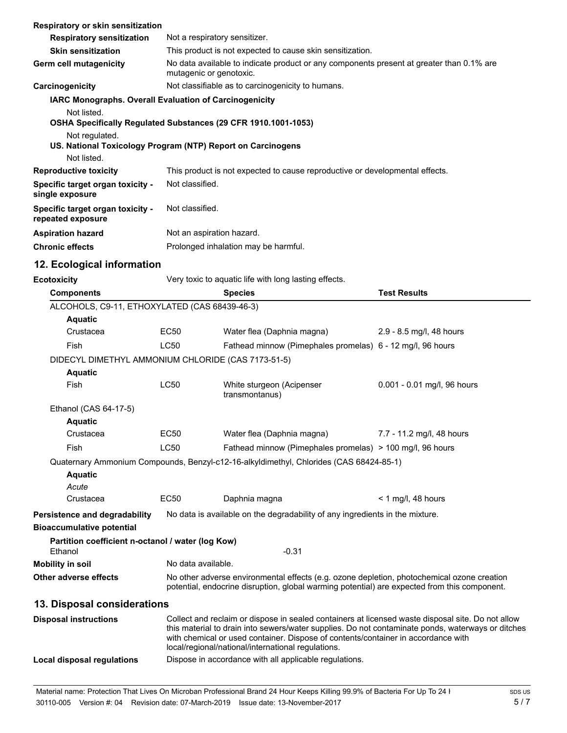**Respiratory or skin sensitization**

| | |
|---|---|
| **Respiratory sensitization** | Not a respiratory sensitizer. |
| **Skin sensitization** | This product is not expected to cause skin sensitization. |
| **Germ cell mutagenicity** | No data available to indicate product or any components present at greater than 0.1% are mutagenic or genotoxic. |
| **Carcinogenicity** | Not classifiable as to carcinogenicity to humans. |

**IARC Monographs. Overall Evaluation of Carcinogenicity**

Not listed.

**OSHA Specifically Regulated Substances (29 CFR 1910.1001-1053)**

Not regulated.

**US. National Toxicology Program (NTP) Report on Carcinogens**

Not listed.

| | |
|---|---|
| **Reproductive toxicity** | This product is not expected to cause reproductive or developmental effects. |
| **Specific target organ toxicity - single exposure** | Not classified. |
| **Specific target organ toxicity - repeated exposure** | Not classified. |
| **Aspiration hazard** | Not an aspiration hazard. |
| **Chronic effects** | Prolonged inhalation may be harmful. |

## 12. Ecological information

**Ecotoxicity** Very toxic to aquatic life with long lasting effects.

| Components | | Species | Test Results |
|---|---|---|---|
| ALCOHOLS, C9-11, ETHOXYLATED (CAS 68439-46-3) | | | |
| **Aquatic** | | | |
| Crustacea | EC50 | Water flea (Daphnia magna) | 2.9 - 8.5 mg/l, 48 hours |
| Fish | LC50 | Fathead minnow (Pimephales promelas) | 6 - 12 mg/l, 96 hours |
| DIDECYL DIMETHYL AMMONIUM CHLORIDE (CAS 7173-51-5) | | | |
| **Aquatic** | | | |
| Fish | LC50 | White sturgeon (Acipenser transmontanus) | 0.001 - 0.01 mg/l, 96 hours |
| Ethanol (CAS 64-17-5) | | | |
| **Aquatic** | | | |
| Crustacea | EC50 | Water flea (Daphnia magna) | 7.7 - 11.2 mg/l, 48 hours |
| Fish | LC50 | Fathead minnow (Pimephales promelas) | > 100 mg/l, 96 hours |
| Quaternary Ammonium Compounds, Benzyl-c12-16-alkyldimethyl, Chlorides (CAS 68424-85-1) | | | |
| **Aquatic** | | | |
| *Acute* | | | |
| Crustacea | EC50 | Daphnia magna | < 1 mg/l, 48 hours |

| | |
|---|---|
| **Persistence and degradability** | No data is available on the degradability of any ingredients in the mixture. |
| **Bioaccumulative potential** | |

**Partition coefficient n-octanol / water (log Kow)**

Ethanol -0.31

| | |
|---|---|
| **Mobility in soil** | No data available. |
| **Other adverse effects** | No other adverse environmental effects (e.g. ozone depletion, photochemical ozone creation potential, endocrine disruption, global warming potential) are expected from this component. |

## 13. Disposal considerations

| | |
|---|---|
| **Disposal instructions** | Collect and reclaim or dispose in sealed containers at licensed waste disposal site. Do not allow this material to drain into sewers/water supplies. Do not contaminate ponds, waterways or ditches with chemical or used container. Dispose of contents/container in accordance with local/regional/national/international regulations. |
| **Local disposal regulations** | Dispose in accordance with all applicable regulations. |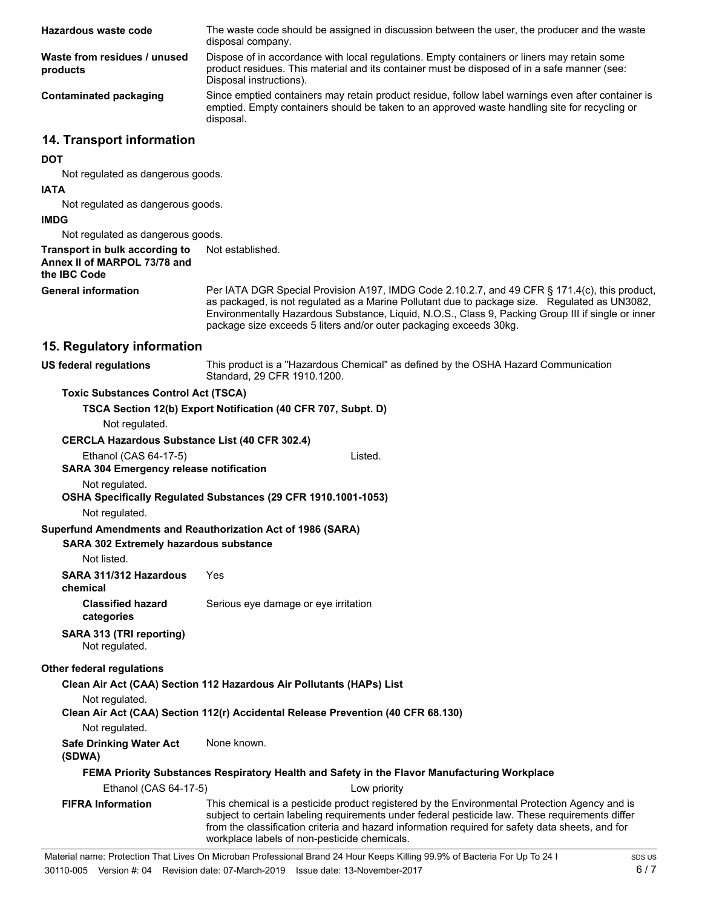**Hazardous waste code** The waste code should be assigned in discussion between the user, the producer and the waste disposal company.

**Waste from residues / unused products** Dispose of in accordance with local regulations. Empty containers or liners may retain some product residues. This material and its container must be disposed of in a safe manner (see: Disposal instructions).

**Contaminated packaging** Since emptied containers may retain product residue, follow label warnings even after container is emptied. Empty containers should be taken to an approved waste handling site for recycling or disposal.

## 14. Transport information

**DOT**

Not regulated as dangerous goods.

**IATA**

Not regulated as dangerous goods.

**IMDG**

Not regulated as dangerous goods.

**Transport in bulk according to Annex II of MARPOL 73/78 and the IBC Code** Not established.

**General information** Per IATA DGR Special Provision A197, IMDG Code 2.10.2.7, and 49 CFR § 171.4(c), this product, as packaged, is not regulated as a Marine Pollutant due to package size. Regulated as UN3082, Environmentally Hazardous Substance, Liquid, N.O.S., Class 9, Packing Group III if single or inner package size exceeds 5 liters and/or outer packaging exceeds 30kg.

## 15. Regulatory information

**US federal regulations** This product is a "Hazardous Chemical" as defined by the OSHA Hazard Communication Standard, 29 CFR 1910.1200.

**Toxic Substances Control Act (TSCA)**

**TSCA Section 12(b) Export Notification (40 CFR 707, Subpt. D)**

Not regulated.

**CERCLA Hazardous Substance List (40 CFR 302.4)**

Ethanol (CAS 64-17-5) Listed.

**SARA 304 Emergency release notification**

Not regulated.

**OSHA Specifically Regulated Substances (29 CFR 1910.1001-1053)**

Not regulated.

**Superfund Amendments and Reauthorization Act of 1986 (SARA)**

**SARA 302 Extremely hazardous substance**

Not listed.

**SARA 311/312 Hazardous chemical** Yes

**Classified hazard categories** Serious eye damage or eye irritation

**SARA 313 (TRI reporting)**

Not regulated.

**Other federal regulations**

**Clean Air Act (CAA) Section 112 Hazardous Air Pollutants (HAPs) List**

Not regulated.

**Clean Air Act (CAA) Section 112(r) Accidental Release Prevention (40 CFR 68.130)**

Not regulated.

**Safe Drinking Water Act (SDWA)** None known.

**FEMA Priority Substances Respiratory Health and Safety in the Flavor Manufacturing Workplace**

Ethanol (CAS 64-17-5) Low priority

**FIFRA Information** This chemical is a pesticide product registered by the Environmental Protection Agency and is subject to certain labeling requirements under federal pesticide law. These requirements differ from the classification criteria and hazard information required for safety data sheets, and for workplace labels of non-pesticide chemicals.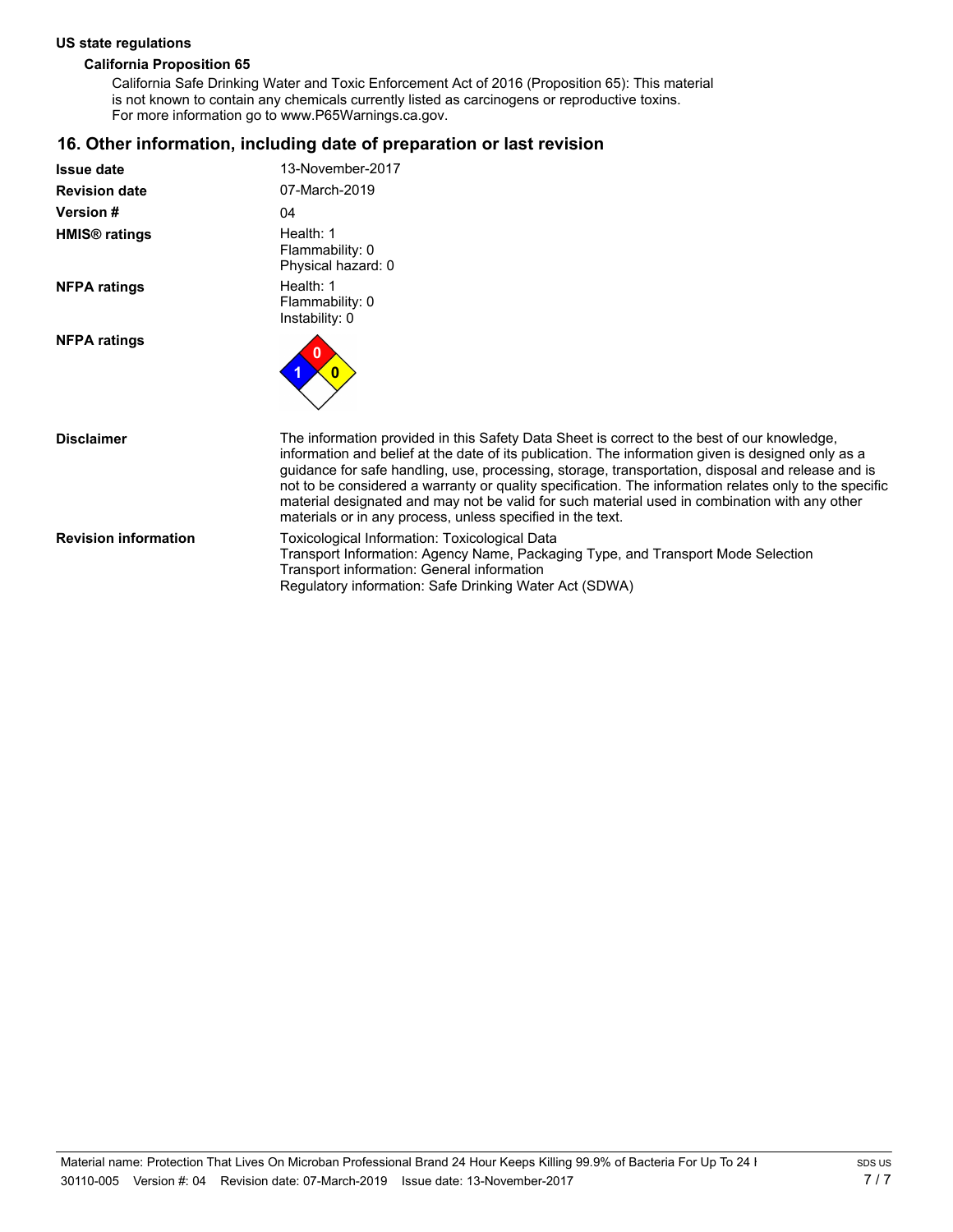**US state regulations**

**California Proposition 65**

California Safe Drinking Water and Toxic Enforcement Act of 2016 (Proposition 65): This material is not known to contain any chemicals currently listed as carcinogens or reproductive toxins.
For more information go to www.P65Warnings.ca.gov.

## 16. Other information, including date of preparation or last revision

| | |
|---|---|
| **Issue date** | 13-November-2017 |
| **Revision date** | 07-March-2019 |
| **Version #** | 04 |
| **HMIS® ratings** | Health: 1<br>Flammability: 0<br>Physical hazard: 0 |
| **NFPA ratings** | Health: 1<br>Flammability: 0<br>Instability: 0 |
| **NFPA ratings** | 0<br>1 0 |
| **Disclaimer** | The information provided in this Safety Data Sheet is correct to the best of our knowledge, information and belief at the date of its publication. The information given is designed only as a guidance for safe handling, use, processing, storage, transportation, disposal and release and is not to be considered a warranty or quality specification. The information relates only to the specific material designated and may not be valid for such material used in combination with any other materials or in any process, unless specified in the text. |
| **Revision information** | Toxicological Information: Toxicological Data<br>Transport Information: Agency Name, Packaging Type, and Transport Mode Selection<br>Transport information: General information<br>Regulatory information: Safe Drinking Water Act (SDWA) |